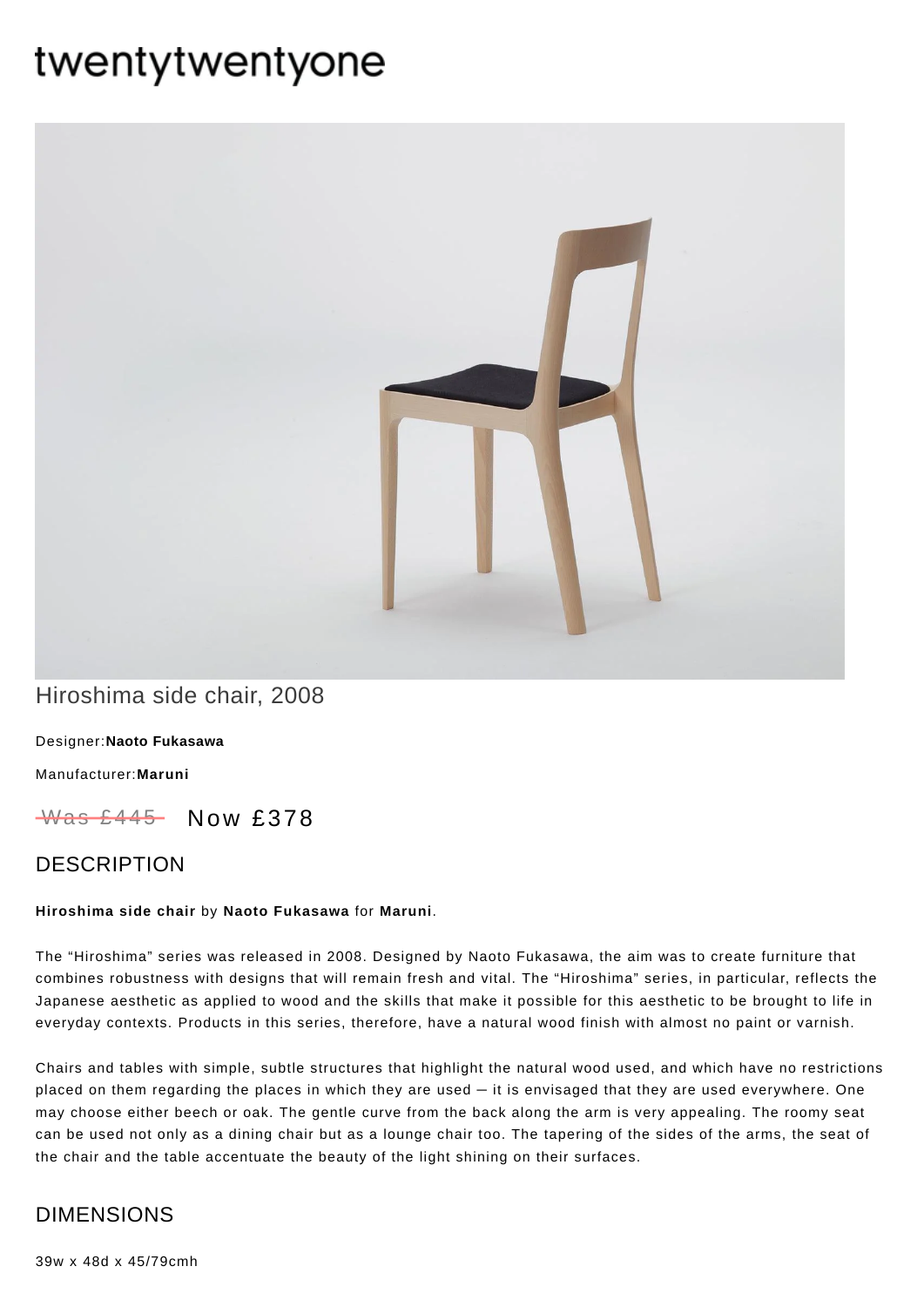# twentytwentyone

Hiroshima side chair, 2008

Designer:**Naoto Fukasawa**

Manufacturer:**Maruni**

~~Was £445~~ Now £378

## DESCRIPTION

**Hiroshima side chair** by **Naoto Fukasawa** for **Maruni**.

The “Hiroshima” series was released in 2008. Designed by Naoto Fukasawa, the aim was to create furniture that combines robustness with designs that will remain fresh and vital. The “Hiroshima” series, in particular, reflects the Japanese aesthetic as applied to wood and the skills that make it possible for this aesthetic to be brought to life in everyday contexts. Products in this series, therefore, have a natural wood finish with almost no paint or varnish.

Chairs and tables with simple, subtle structures that highlight the natural wood used, and which have no restrictions placed on them regarding the places in which they are used — it is envisaged that they are used everywhere. One may choose either beech or oak. The gentle curve from the back along the arm is very appealing. The roomy seat can be used not only as a dining chair but as a lounge chair too. The tapering of the sides of the arms, the seat of the chair and the table accentuate the beauty of the light shining on their surfaces.

## DIMENSIONS

39w x 48d x 45/79cmh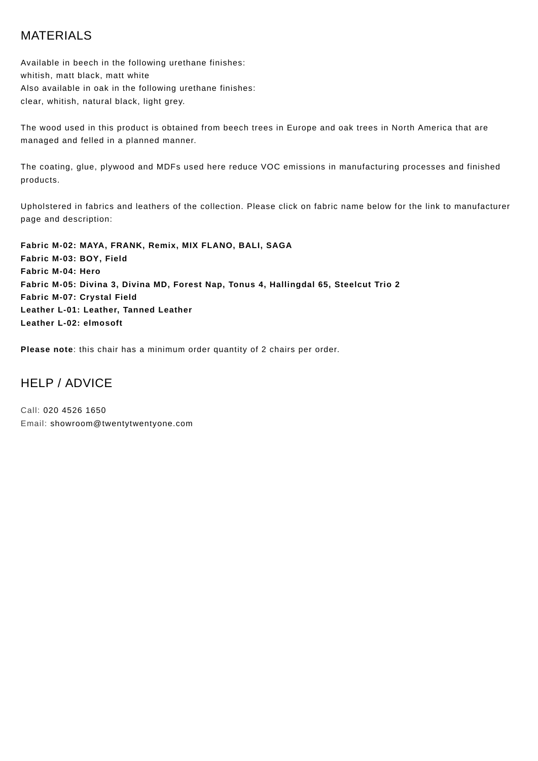## MATERIALS

Available in beech in the following urethane finishes:
whitish, matt black, matt white
Also available in oak in the following urethane finishes:
clear, whitish, natural black, light grey.

The wood used in this product is obtained from beech trees in Europe and oak trees in North America that are managed and felled in a planned manner.

The coating, glue, plywood and MDFs used here reduce VOC emissions in manufacturing processes and finished products.

Upholstered in fabrics and leathers of the collection. Please click on fabric name below for the link to manufacturer page and description:

**Fabric M-02: MAYA, FRANK, Remix, MIX FLANO, BALI, SAGA**
**Fabric M-03: BOY, Field**
**Fabric M-04: Hero**
**Fabric M-05: Divina 3, Divina MD, Forest Nap, Tonus 4, Hallingdal 65, Steelcut Trio 2**
**Fabric M-07: Crystal Field**
**Leather L-01: Leather, Tanned Leather**
**Leather L-02: elmosoft**

**Please note**: this chair has a minimum order quantity of 2 chairs per order.

## HELP / ADVICE

Call: 020 4526 1650
Email: showroom@twentytwentyone.com